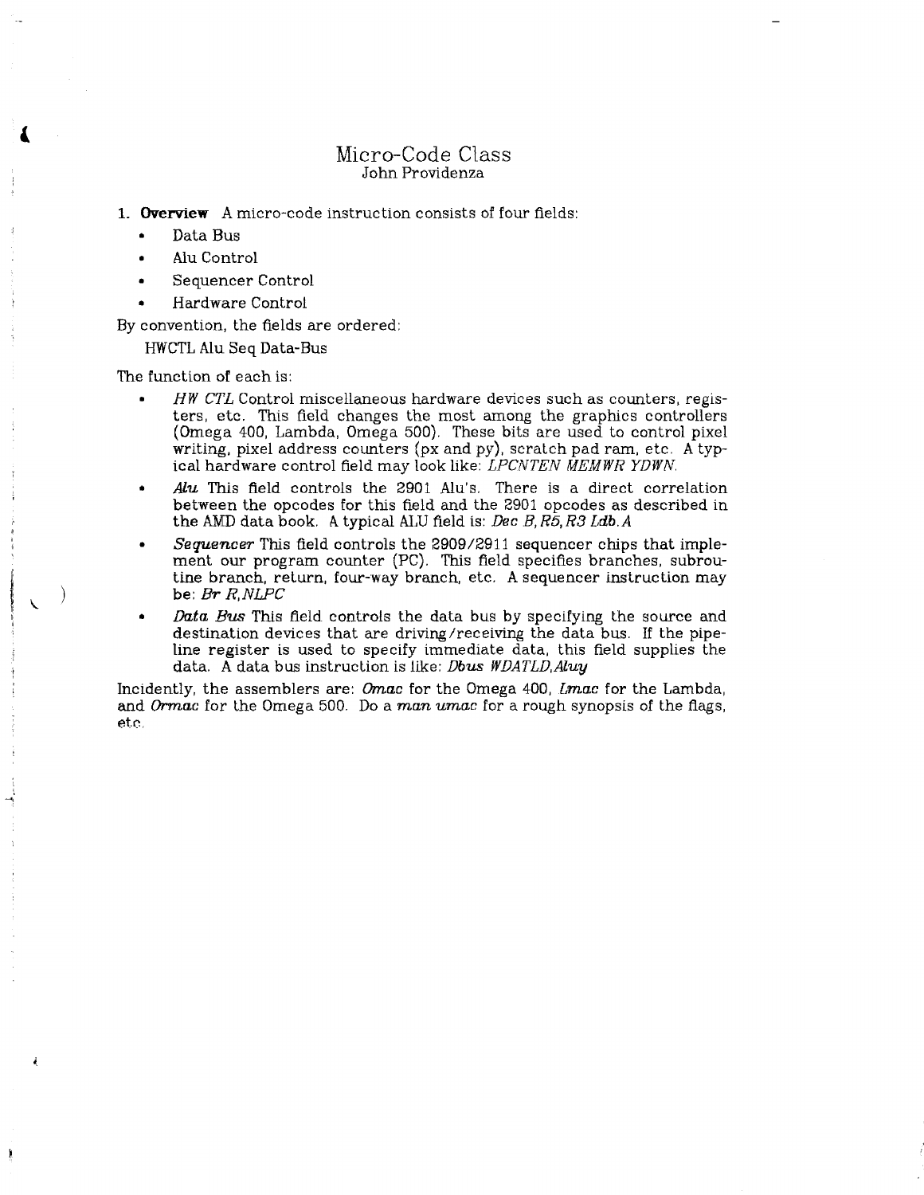# Micro-Code Class

John Providenza

1. **Overview** A micro-code instruction consists of four fields:
   - Data Bus
   - Alu Control
   - Sequencer Control
   - Hardware Control

By convention, the fields are ordered:

HWCTL Alu Seq Data-Bus

The function of each is:

- *HW CTL* Control miscellaneous hardware devices such as counters, registers, etc. This field changes the most among the graphics controllers (Omega 400, Lambda, Omega 500). These bits are used to control pixel writing, pixel address counters (px and py), scratch pad ram, etc. A typical hardware control field may look like: *LPCNTEN MEMWR YDWN.*
- *Alu* This field controls the 2901 Alu's. There is a direct correlation between the opcodes for this field and the 2901 opcodes as described in the AMD data book. A typical ALU field is: *Dec B,R5,R3 Ldb.A*
- *Sequencer* This field controls the 2909/2911 sequencer chips that implement our program counter (PC). This field specifies branches, subroutine branch, return, four-way branch, etc. A sequencer instruction may be: *Br R,NLPC*
- *Data Bus* This field controls the data bus by specifying the source and destination devices that are driving/receiving the data bus. If the pipeline register is used to specify immediate data, this field supplies the data. A data bus instruction is like: *Dbus WDATLD,Aluy*

Incidently, the assemblers are: *Omac* for the Omega 400, *Lmac* for the Lambda, and *Ormac* for the Omega 500. Do a *man umac* for a rough synopsis of the flags, etc.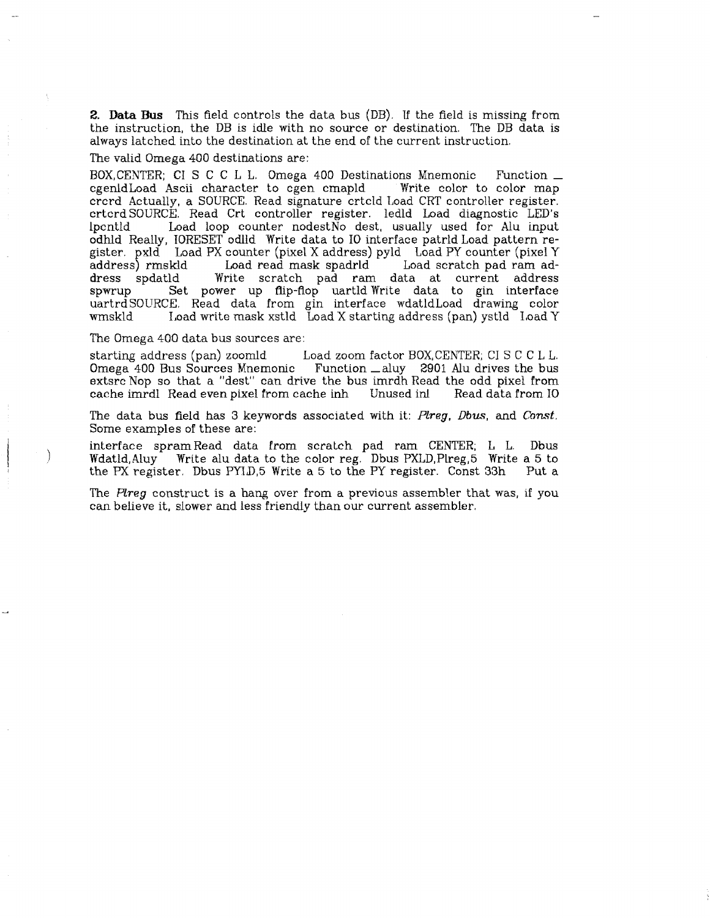**2. Data Bus** This field controls the data bus (DB). If the field is missing from the instruction, the DB is idle with no source or destination. The DB data is always latched into the destination at the end of the current instruction.

The valid Omega 400 destinations are:

BOX,CENTER; CI S C C L L. Omega 400 Destinations Mnemonic Function _ cgenldLoad Ascii character to cgen cmapld Write color to color map crcrd Actually, a SOURCE. Read signature crtcld Load CRT controller register. crtcrd SOURCE. Read Crt controller register. ledld Load diagnostic LED's lpcntld Load loop counter nodestNo dest, usually used for Alu input odhld Really, IORESET odlld Write data to IO interface patrld Load pattern register. pxld Load PX counter (pixel X address) pyld Load PY counter (pixel Y address) rmskld Load read mask spadrld Load scratch pad ram address spdatld Write scratch pad ram data at current address spwrup Set power up flip-flop uartld Write data to gin interface uartrd SOURCE. Read data from gin interface wdatldLoad drawing color wmskld Load write mask xstld Load X starting address (pan) ystld Load Y

The Omega 400 data bus sources are:

starting address (pan) zoomld Load zoom factor BOX,CENTER; CI S C C L L. Omega 400 Bus Sources Mnemonic Function _ aluy 2901 Alu drives the bus extsrc Nop so that a "dest" can drive the bus imrdh Read the odd pixel from cache imrdl Read even pixel from cache inh Unused inl Read data from IO

The data bus field has 3 keywords associated with it: *Plreg*, *Dbus*, and *Const*. Some examples of these are:

interface spramRead data from scratch pad ram CENTER; L L. Dbus Wdatld,Aluy Write alu data to the color reg. Dbus PXLD,Plreg,5 Write a 5 to the PX register. Dbus PYLD,5 Write a 5 to the PY register. Const 33h Put a

The *Plreg* construct is a hang over from a previous assembler that was, if you can believe it, slower and less friendly than our current assembler.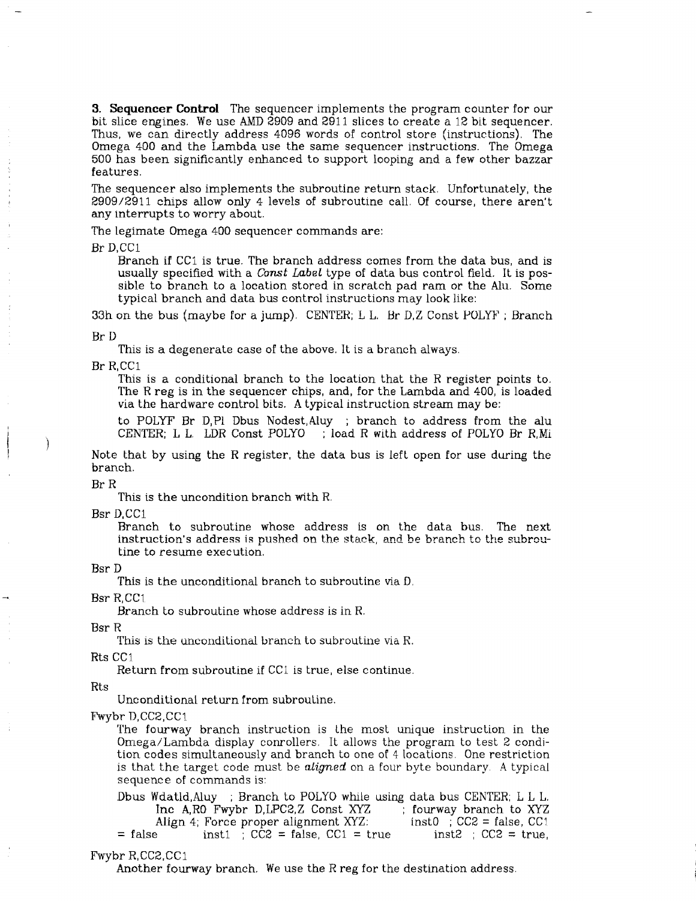**3. Sequencer Control** The sequencer implements the program counter for our bit slice engines. We use AMD 2909 and 2911 slices to create a 12 bit sequencer. Thus, we can directly address 4096 words of control store (instructions). The Omega 400 and the Lambda use the same sequencer instructions. The Omega 500 has been significantly enhanced to support looping and a few other bazzar features.

The sequencer also implements the subroutine return stack. Unfortunately, the 2909/2911 chips allow only 4 levels of subroutine call. Of course, there aren't any interrupts to worry about.

The legimate Omega 400 sequencer commands are:

Br D,CC1

Branch if CC1 is true. The branch address comes from the data bus, and is usually specified with a *Const Label* type of data bus control field. It is possible to branch to a location stored in scratch pad ram or the Alu. Some typical branch and data bus control instructions may look like:

33h on the bus (maybe for a jump). CENTER; L L. Br D,Z Const POLYF ; Branch

Br D

This is a degenerate case of the above. It is a branch always.

Br R,CC1

This is a conditional branch to the location that the R register points to. The R reg is in the sequencer chips, and, for the Lambda and 400, is loaded via the hardware control bits. A typical instruction stream may be:

to POLYF Br D,Pl Dbus Nodest,Aluy ; branch to address from the alu CENTER; L L. LDR Const POLYO ; load R with address of POLYO Br R,Mi

Note that by using the R register, the data bus is left open for use during the branch.

Br R

This is the uncondition branch with R.

Bsr D,CC1

Branch to subroutine whose address is on the data bus. The next instruction's address is pushed on the stack, and be branch to the subroutine to resume execution.

Bsr D

This is the unconditional branch to subroutine via D.

Bsr R,CC1

Branch to subroutine whose address is in R.

Bsr R

This is the unconditional branch to subroutine via R.

Rts CC1

Return from subroutine if CC1 is true, else continue.

Rts

Unconditional return from subroutine.

Fwybr D,CC2,CC1

The fourway branch instruction is the most unique instruction in the Omega/Lambda display conrollers. It allows the program to test 2 condition codes simultaneously and branch to one of 4 locations. One restriction is that the target code must be *aligned* on a four byte boundary. A typical sequence of commands is:

Dbus Wdatld,Aluy ; Branch to POLYO while using data bus CENTER; L L L. Inc A,R0 Fwybr D,LPC2,Z Const XYZ ; fourway branch to XYZ Align 4; Force proper alignment XYZ: inst0 ; CC2 = false, CC1 = false inst1 ; CC2 = false, CC1 = true inst2 ; CC2 = true,

Fwybr R,CC2,CC1

Another fourway branch. We use the R reg for the destination address.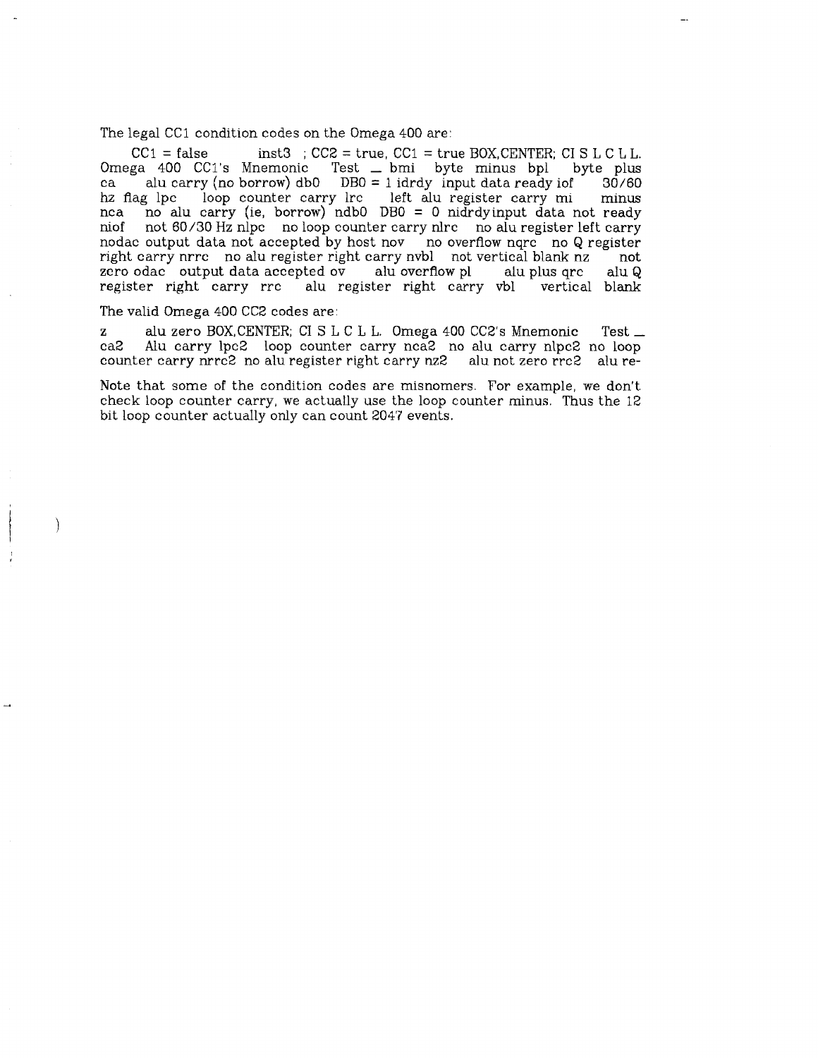The legal CC1 condition codes on the Omega 400 are:

CC1 = false inst3 ; CC2 = true, CC1 = true BOX,CENTER; CI S L C L L. Omega 400 CC1's Mnemonic Test _ bmi byte minus bpl byte plus ca alu carry (no borrow) db0 DB0 = 1 idrdy input data ready iof 30/60 hz flag lpc loop counter carry lrc left alu register carry mi minus nca no alu carry (ie, borrow) ndb0 DB0 = 0 nidrdyinput data not ready niof not 60/30 Hz nlpc no loop counter carry nlrc no alu register left carry nodac output data not accepted by host nov no overflow nqrc no Q register right carry nrrc no alu register right carry nvbl not vertical blank nz not zero odac output data accepted ov alu overflow pl alu plus qrc alu Q register right carry rrc alu register right carry vbl vertical blank

The valid Omega 400 CC2 codes are:

z alu zero BOX,CENTER; CI S L C L L. Omega 400 CC2's Mnemonic Test _ ca2 Alu carry lpc2 loop counter carry nca2 no alu carry nlpc2 no loop counter carry nrrc2 no alu register right carry nz2 alu not zero rrc2 alu re-

Note that some of the condition codes are misnomers. For example, we don't check loop counter carry, we actually use the loop counter minus. Thus the 12 bit loop counter actually only can count 2047 events.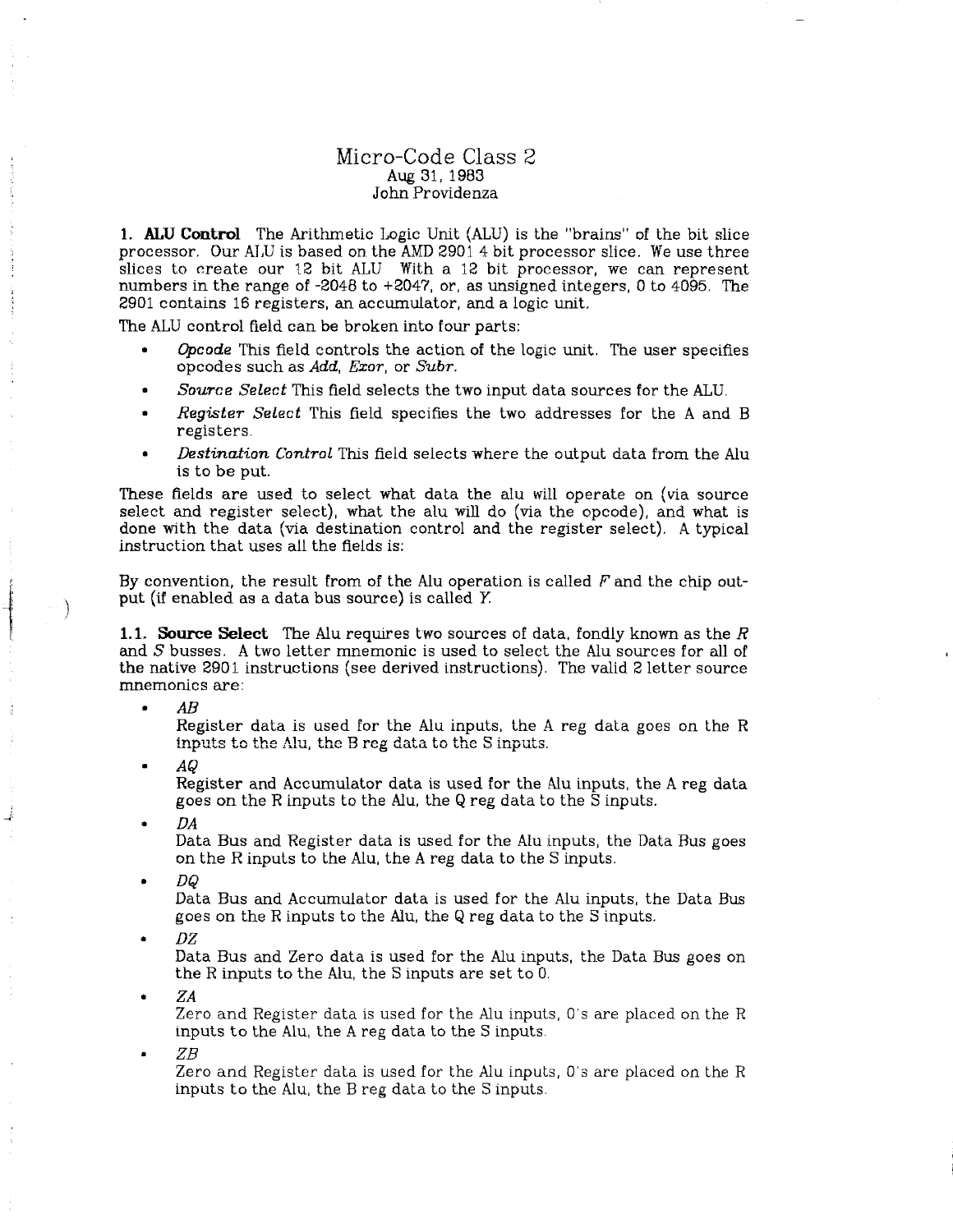# Micro-Code Class 2

Aug 31, 1983

John Providenza

**1. ALU Control** The Arithmetic Logic Unit (ALU) is the "brains" of the bit slice processor. Our ALU is based on the AMD 2901 4 bit processor slice. We use three slices to create our 12 bit ALU With a 12 bit processor, we can represent numbers in the range of -2048 to +2047, or, as unsigned integers, 0 to 4095. The 2901 contains 16 registers, an accumulator, and a logic unit.

The ALU control field can be broken into four parts:

- *Opcode* This field controls the action of the logic unit. The user specifies opcodes such as *Add*, *Exor*, or *Subr*.
- *Source Select* This field selects the two input data sources for the ALU.
- *Register Select* This field specifies the two addresses for the A and B registers.
- *Destination Control* This field selects where the output data from the Alu is to be put.

These fields are used to select what data the alu will operate on (via source select and register select), what the alu will do (via the opcode), and what is done with the data (via destination control and the register select). A typical instruction that uses all the fields is:

By convention, the result from of the Alu operation is called *F* and the chip output (if enabled as a data bus source) is called *Y*.

**1.1. Source Select** The Alu requires two sources of data, fondly known as the *R* and *S* busses. A two letter mnemonic is used to select the Alu sources for all of the native 2901 instructions (see derived instructions). The valid 2 letter source mnemonics are:

- *AB*
  Register data is used for the Alu inputs, the A reg data goes on the R inputs to the Alu, the B reg data to the S inputs.
- *AQ*
  Register and Accumulator data is used for the Alu inputs, the A reg data goes on the R inputs to the Alu, the Q reg data to the S inputs.
- *DA*
  Data Bus and Register data is used for the Alu inputs, the Data Bus goes on the R inputs to the Alu, the A reg data to the S inputs.
- *DQ*
  Data Bus and Accumulator data is used for the Alu inputs, the Data Bus goes on the R inputs to the Alu, the Q reg data to the S inputs.
- *DZ*
  Data Bus and Zero data is used for the Alu inputs, the Data Bus goes on the R inputs to the Alu, the S inputs are set to 0.
- *ZA*
  Zero and Register data is used for the Alu inputs, 0's are placed on the R inputs to the Alu, the A reg data to the S inputs.
- *ZB*
  Zero and Register data is used for the Alu inputs, 0's are placed on the R inputs to the Alu, the B reg data to the S inputs.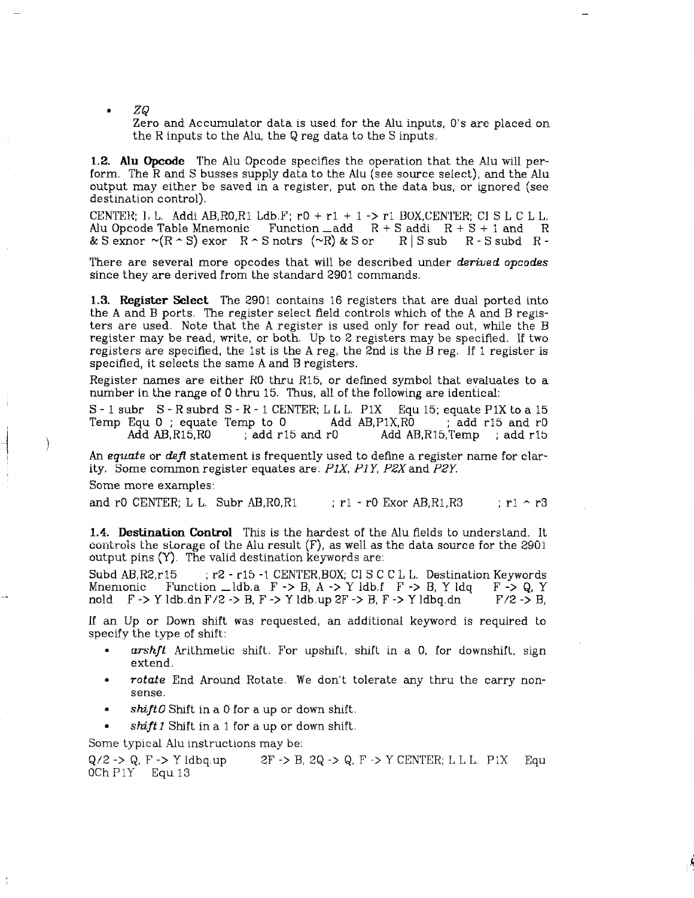- *ZQ*
  Zero and Accumulator data is used for the Alu inputs, 0's are placed on the R inputs to the Alu, the Q reg data to the S inputs.

**1.2. Alu Opcode** The Alu Opcode specifies the operation that the Alu will perform. The R and S busses supply data to the Alu (see source select), and the Alu output may either be saved in a register, put on the data bus, or ignored (see destination control).

CENTER; l, L. Addi AB,R0,R1 Ldb.F; r0 + r1 + 1 -> r1 BOX,CENTER; CI S L C L L. Alu Opcode Table Mnemonic Function _add R + S addi R + S + 1 and R & S exnor ~(R ^ S) exor R ^ S notrs (~R) & S or R | S sub R - S subd R -

There are several more opcodes that will be described under *derived opcodes* since they are derived from the standard 2901 commands.

**1.3. Register Select** The 2901 contains 16 registers that are dual ported into the A and B ports. The register select field controls which of the A and B registers are used. Note that the A register is used only for read out, while the B register may be read, write, or both. Up to 2 registers may be specified. If two registers are specified, the 1st is the A reg, the 2nd is the B reg. If 1 register is specified, it selects the same A and B registers.

Register names are either R0 thru R15, or defined symbol that evaluates to a number in the range of 0 thru 15. Thus, all of the following are identical:

S - 1 subr S - R subrd S - R - 1 CENTER; L L L. P1X Equ 15; equate P1X to a 15 Temp Equ 0 ; equate Temp to 0 Add AB,P1X,R0 ; add r15 and r0 Add AB,R15,R0 ; add r15 and r0 Add AB,R15,Temp ; add r15

An *equate* or *defl* statement is frequently used to define a register name for clarity. Some common register equates are: *P1X, P1Y, P2X* and *P2Y*.

Some more examples:

and r0 CENTER; L L. Subr AB,R0,R1 ; r1 - r0 Exor AB,R1,R3 ; r1 ^ r3

**1.4. Destination Control** This is the hardest of the Alu fields to understand. It controls the storage of the Alu result (F), as well as the data source for the 2901 output pins (Y). The valid destination keywords are:

Subd AB,R2,r15 ; r2 - r15 -1 CENTER,BOX; CI S C C L L. Destination Keywords Mnemonic Function _ldb.a F -> B, A -> Y ldb.f F -> B, Y ldq F -> Q, Y nold F -> Y ldb.dn F/2 -> B, F -> Y ldb.up 2F -> B, F -> Y ldbq.dn F/2 -> B,

If an Up or Down shift was requested, an additional keyword is required to specify the type of shift:

- *arshft* Arithmetic shift. For upshift, shift in a 0, for downshift, sign extend.
- *rotate* End Around Rotate. We don't tolerate any thru the carry nonsense.
- *shift0* Shift in a 0 for a up or down shift.
- *shift1* Shift in a 1 for a up or down shift.

Some typical Alu instructions may be:

Q/2 -> Q, F -> Y ldbq.up 2F -> B, 2Q -> Q, F -> Y CENTER; L L L. P1X Equ 0Ch P1Y Equ 13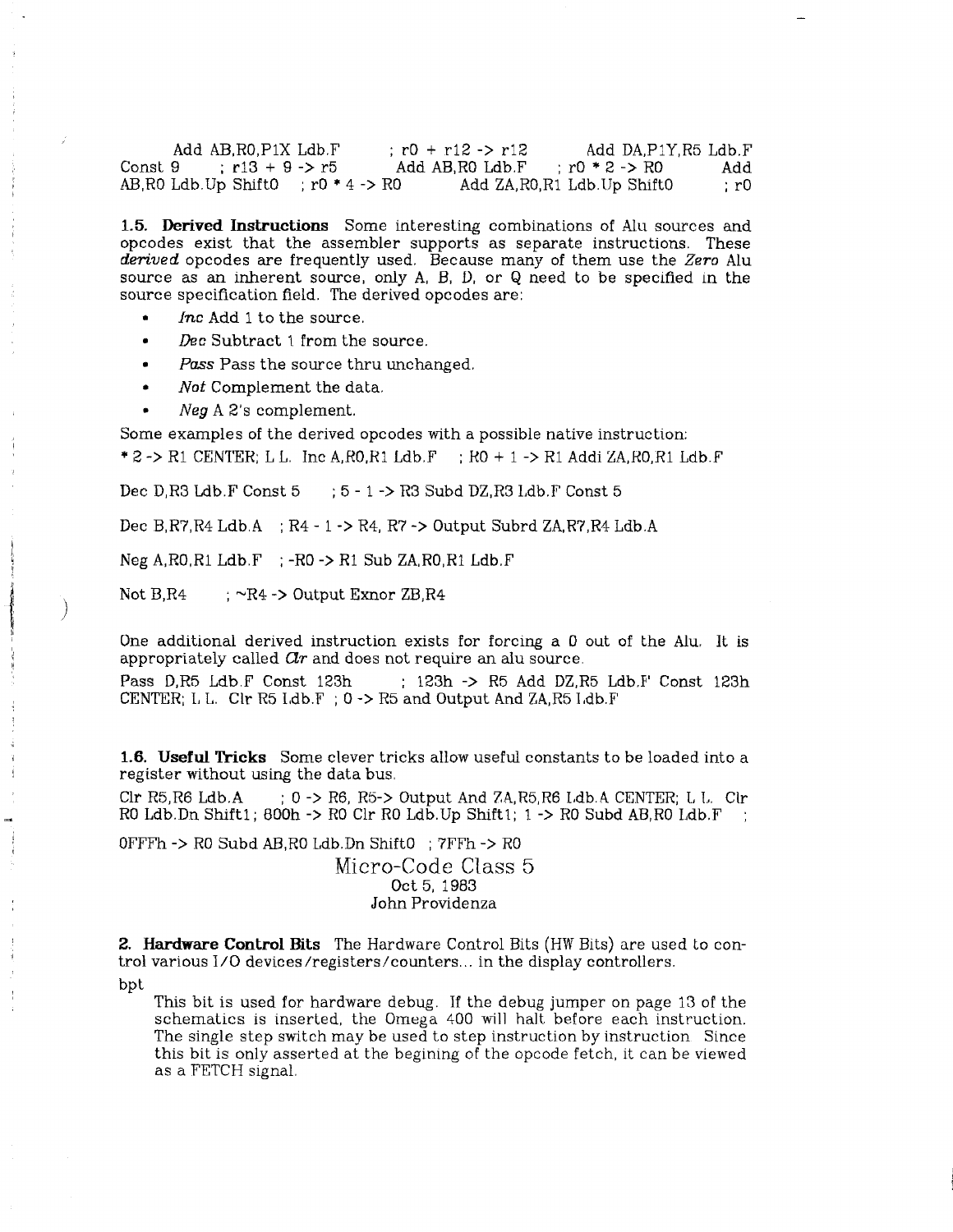Add AB,R0,P1X Ldb.F ; r0 + r12 -> r12 Add DA,P1Y,R5 Ldb.F Const 9 ; r13 + 9 -> r5 Add AB,R0 Ldb.F ; r0 * 2 -> R0 Add AB,R0 Ldb.Up Shift0 ; r0 * 4 -> R0 Add ZA,R0,R1 Ldb.Up Shift0 ; r0

**1.5. Derived Instructions** Some interesting combinations of Alu sources and opcodes exist that the assembler supports as separate instructions. These *derived* opcodes are frequently used. Because many of them use the *Zero* Alu source as an inherent source, only A, B, D, or Q need to be specified in the source specification field. The derived opcodes are:

- *Inc* Add 1 to the source.
- *Dec* Subtract 1 from the source.
- *Pass* Pass the source thru unchanged.
- *Not* Complement the data.
- *Neg* A 2's complement.

Some examples of the derived opcodes with a possible native instruction:

* 2 -> R1 CENTER; L L. Inc A,R0,R1 Ldb.F ; R0 + 1 -> R1 Addi ZA,R0,R1 Ldb.F

Dec D,R3 Ldb.F Const 5 ; 5 - 1 -> R3 Subd DZ,R3 Ldb.F Const 5

Dec B,R7,R4 Ldb.A ; R4 - 1 -> R4, R7 -> Output Subrd ZA,R7,R4 Ldb.A

Neg A,R0,R1 Ldb.F ; -R0 -> R1 Sub ZA,R0,R1 Ldb.F

Not B,R4 ; ~R4 -> Output Exnor ZB,R4

One additional derived instruction exists for forcing a 0 out of the Alu. It is appropriately called *Clr* and does not require an alu source.

Pass D,R5 Ldb.F Const 123h ; 123h -> R5 Add DZ,R5 Ldb.F Const 123h CENTER; L L. Clr R5 Ldb.F ; 0 -> R5 and Output And ZA,R5 Ldb.F

**1.6. Useful Tricks** Some clever tricks allow useful constants to be loaded into a register without using the data bus.

Clr R5,R6 Ldb.A ; 0 -> R6, R5-> Output And ZA,R5,R6 Ldb.A CENTER; L L. Clr R0 Ldb.Dn Shift1; 800h -> R0 Clr R0 Ldb.Up Shift1; 1 -> R0 Subd AB,R0 Ldb.F ;

0FFFh -> R0 Subd AB,R0 Ldb.Dn Shift0 ; 7FFh -> R0

# Micro-Code Class 5

Oct 5, 1983

John Providenza

**2. Hardware Control Bits** The Hardware Control Bits (HW Bits) are used to control various I/O devices/registers/counters... in the display controllers.

bpt

This bit is used for hardware debug. If the debug jumper on page 13 of the schematics is inserted, the Omega 400 will halt before each instruction. The single step switch may be used to step instruction by instruction Since this bit is only asserted at the begining of the opcode fetch, it can be viewed as a FETCH signal.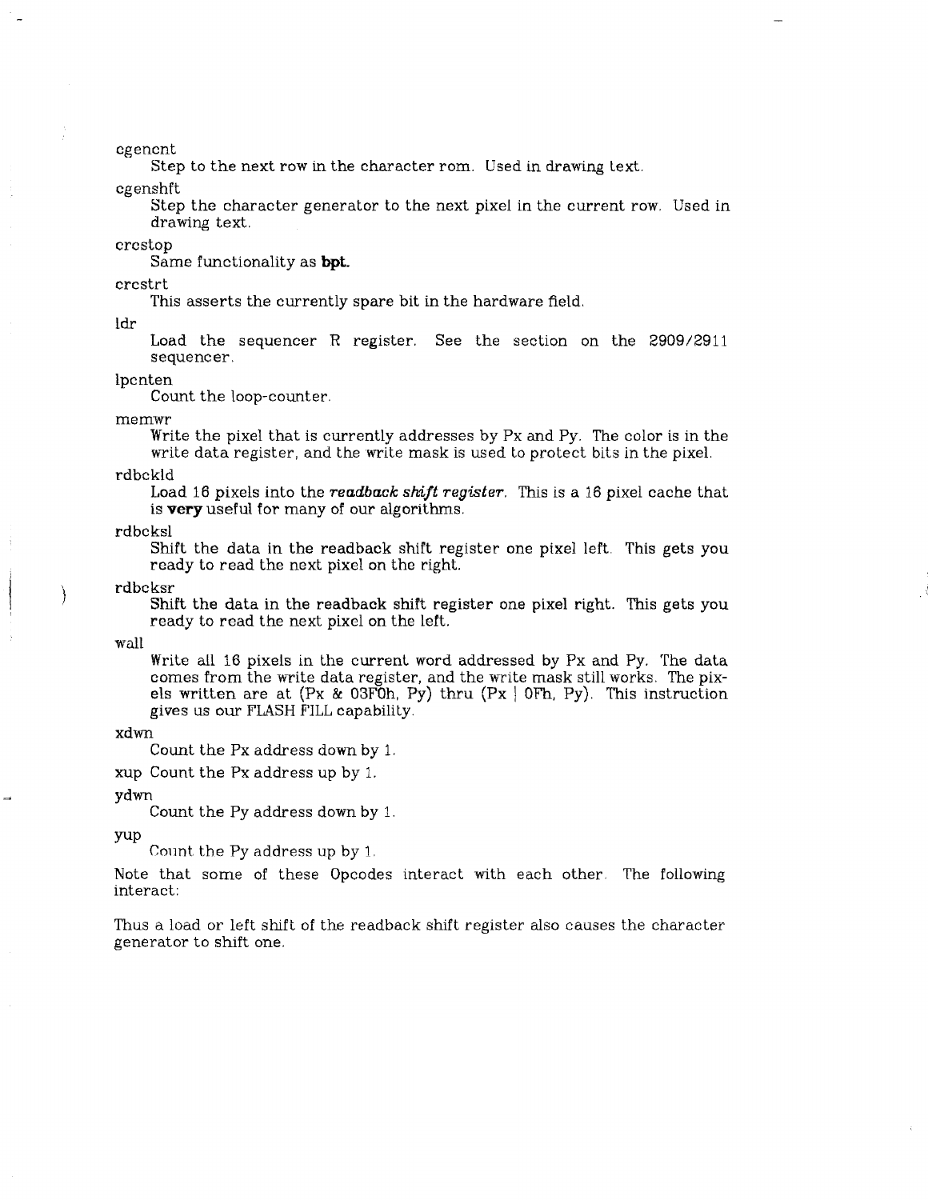cgencnt
: Step to the next row in the character rom. Used in drawing text.

cgenshft
: Step the character generator to the next pixel in the current row. Used in drawing text.

crcstop
: Same functionality as **bpt.**

crcstrt
: This asserts the currently spare bit in the hardware field.

ldr
: Load the sequencer R register. See the section on the 2909/2911 sequencer.

lpcnten
: Count the loop-counter.

memwr
: Write the pixel that is currently addresses by Px and Py. The color is in the write data register, and the write mask is used to protect bits in the pixel.

rdbckld
: Load 16 pixels into the ***readback shift register***. This is a 16 pixel cache that is **very** useful for many of our algorithms.

rdbcksl
: Shift the data in the readback shift register one pixel left. This gets you ready to read the next pixel on the right.

rdbcksr
: Shift the data in the readback shift register one pixel right. This gets you ready to read the next pixel on the left.

wall
: Write all 16 pixels in the current word addressed by Px and Py. The data comes from the write data register, and the write mask still works. The pixels written are at (Px & 03F0h, Py) thru (Px | 0Fh, Py). This instruction gives us our FLASH FILL capability.

xdwn
: Count the Px address down by 1.

xup Count the Px address up by 1.

ydwn
: Count the Py address down by 1.

yup
: Count the Py address up by 1.

Note that some of these Opcodes interact with each other. The following interact:

Thus a load or left shift of the readback shift register also causes the character generator to shift one.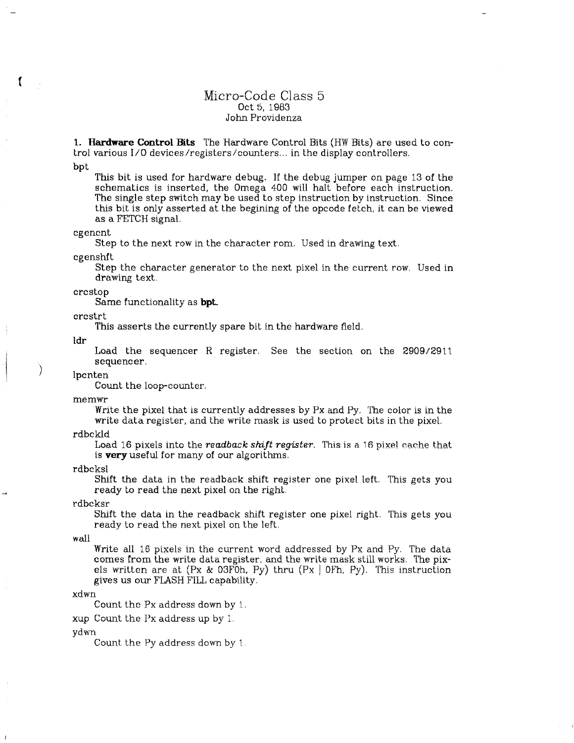# Micro-Code Class 5

Oct 5, 1983
John Providenza

**1. Hardware Control Bits** The Hardware Control Bits (HW Bits) are used to control various I/O devices/registers/counters... in the display controllers.

bpt
: This bit is used for hardware debug. If the debug jumper on page 13 of the schematics is inserted, the Omega 400 will halt before each instruction. The single step switch may be used to step instruction by instruction. Since this bit is only asserted at the begining of the opcode fetch, it can be viewed as a FETCH signal.

cgencnt
: Step to the next row in the character rom. Used in drawing text.

cgenshft
: Step the character generator to the next pixel in the current row. Used in drawing text.

crcstop
: Same functionality as **bpt.**

crcstrt
: This asserts the currently spare bit in the hardware field.

ldr
: Load the sequencer R register. See the section on the 2909/2911 sequencer.

lpcnten
: Count the loop-counter.

memwr
: Write the pixel that is currently addresses by Px and Py. The color is in the write data register, and the write mask is used to protect bits in the pixel.

rdbckld
: Load 16 pixels into the *readback shift register*. This is a 16 pixel cache that is **very** useful for many of our algorithms.

rdbcksl
: Shift the data in the readback shift register one pixel left. This gets you ready to read the next pixel on the right.

rdbcksr
: Shift the data in the readback shift register one pixel right. This gets you ready to read the next pixel on the left.

wall
: Write all 16 pixels in the current word addressed by Px and Py. The data comes from the write data register, and the write mask still works. The pixels written are at (Px & 03F0h, Py) thru (Px | 0Fh, Py). This instruction gives us our FLASH FILL capability.

xdwn
: Count the Px address down by 1.

xup
: Count the Px address up by 1.

ydwn
: Count the Py address down by 1.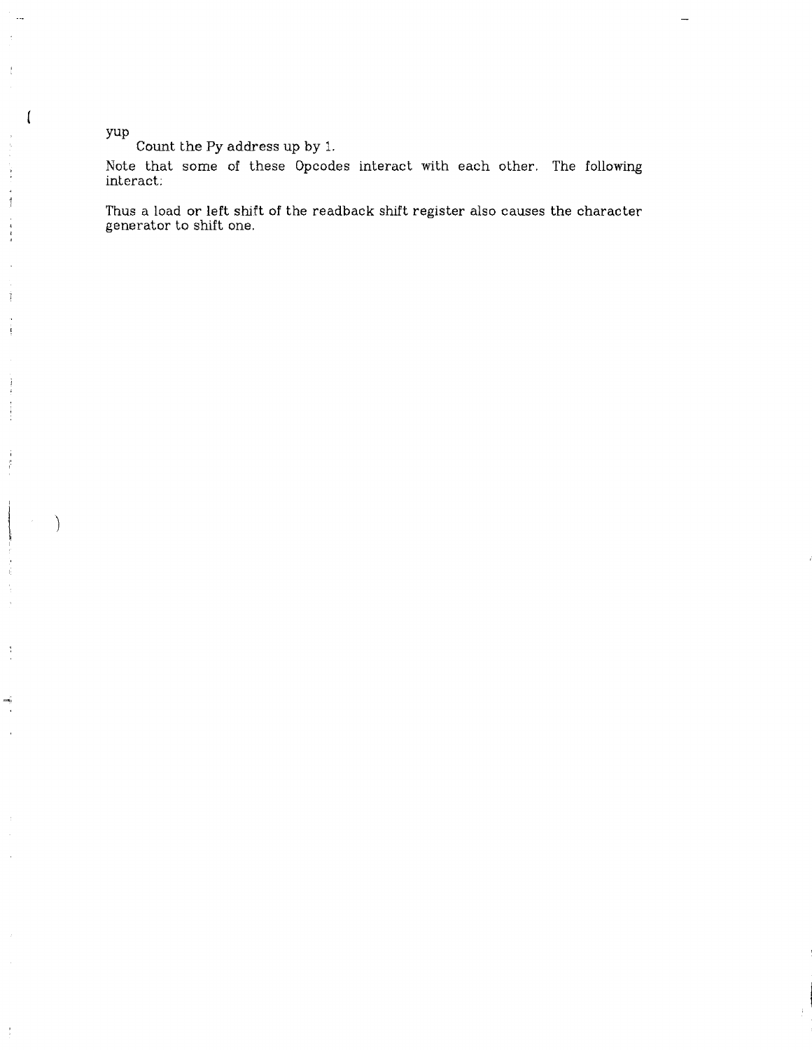yup

Count the Py address up by 1.

Note that some of these Opcodes interact with each other. The following interact:

Thus a load or left shift of the readback shift register also causes the character generator to shift one.